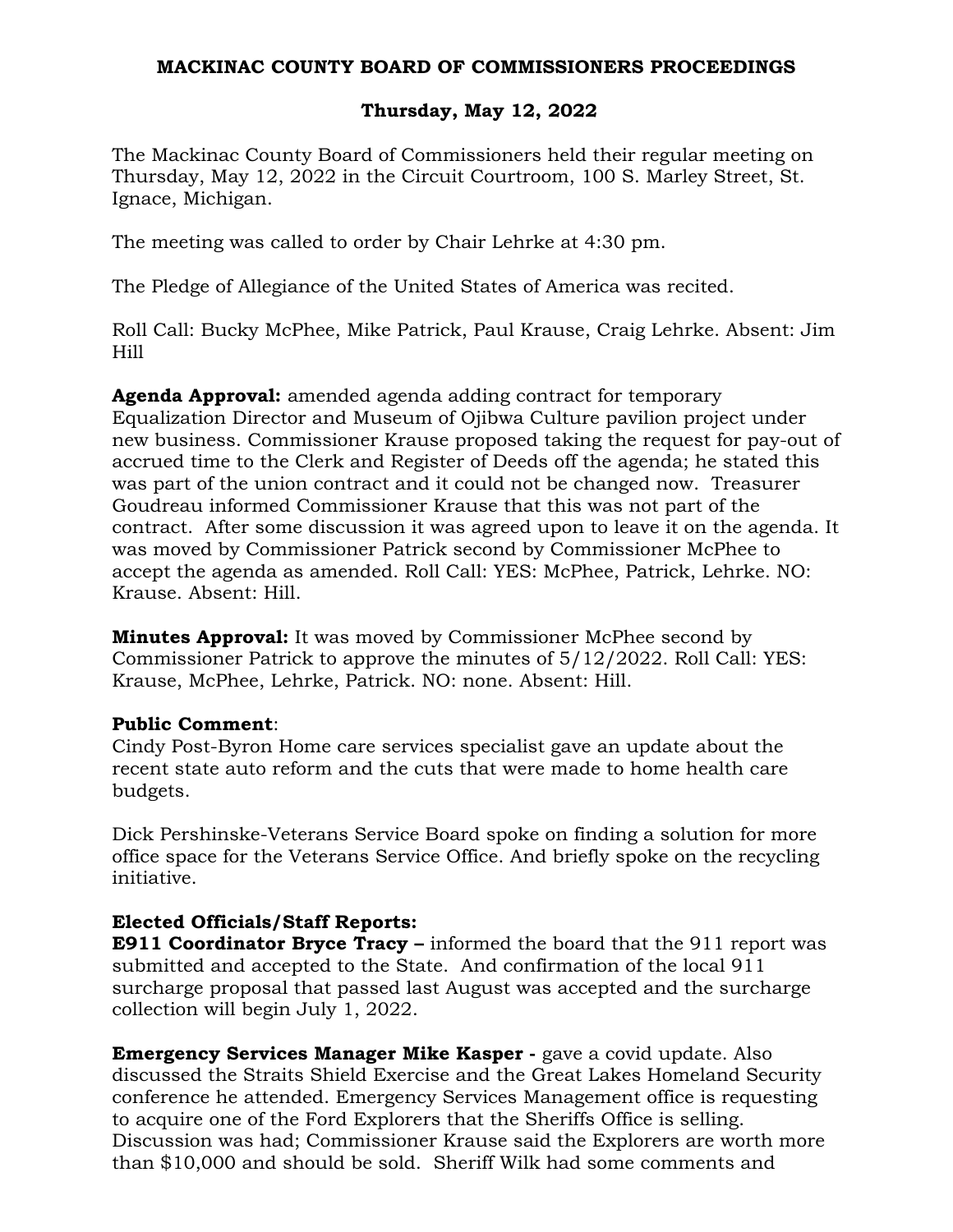# MACKINAC COUNTY BOARD OF COMMISSIONERS PROCEEDINGS

## Thursday, May 12, 2022

The Mackinac County Board of Commissioners held their regular meeting on Thursday, May 12, 2022 in the Circuit Courtroom, 100 S. Marley Street, St. Ignace, Michigan.

The meeting was called to order by Chair Lehrke at 4:30 pm.

The Pledge of Allegiance of the United States of America was recited.

Roll Call: Bucky McPhee, Mike Patrick, Paul Krause, Craig Lehrke. Absent: Jim Hill

**Agenda Approval:** amended agenda adding contract for temporary Equalization Director and Museum of Ojibwa Culture pavilion project under new business. Commissioner Krause proposed taking the request for pay-out of accrued time to the Clerk and Register of Deeds off the agenda; he stated this was part of the union contract and it could not be changed now. Treasurer Goudreau informed Commissioner Krause that this was not part of the contract. After some discussion it was agreed upon to leave it on the agenda. It was moved by Commissioner Patrick second by Commissioner McPhee to accept the agenda as amended. Roll Call: YES: McPhee, Patrick, Lehrke. NO: Krause. Absent: Hill.

**Minutes Approval:** It was moved by Commissioner McPhee second by Commissioner Patrick to approve the minutes of 5/12/2022. Roll Call: YES: Krause, McPhee, Lehrke, Patrick. NO: none. Absent: Hill.

**Public Comment**:

Cindy Post-Byron Home care services specialist gave an update about the recent state auto reform and the cuts that were made to home health care budgets.

Dick Pershinske-Veterans Service Board spoke on finding a solution for more office space for the Veterans Service Office. And briefly spoke on the recycling initiative.

**Elected Officials/Staff Reports:**

**E911 Coordinator Bryce Tracy –** informed the board that the 911 report was submitted and accepted to the State. And confirmation of the local 911 surcharge proposal that passed last August was accepted and the surcharge collection will begin July 1, 2022.

**Emergency Services Manager Mike Kasper -** gave a covid update. Also discussed the Straits Shield Exercise and the Great Lakes Homeland Security conference he attended. Emergency Services Management office is requesting to acquire one of the Ford Explorers that the Sheriffs Office is selling. Discussion was had; Commissioner Krause said the Explorers are worth more than $10,000 and should be sold. Sheriff Wilk had some comments and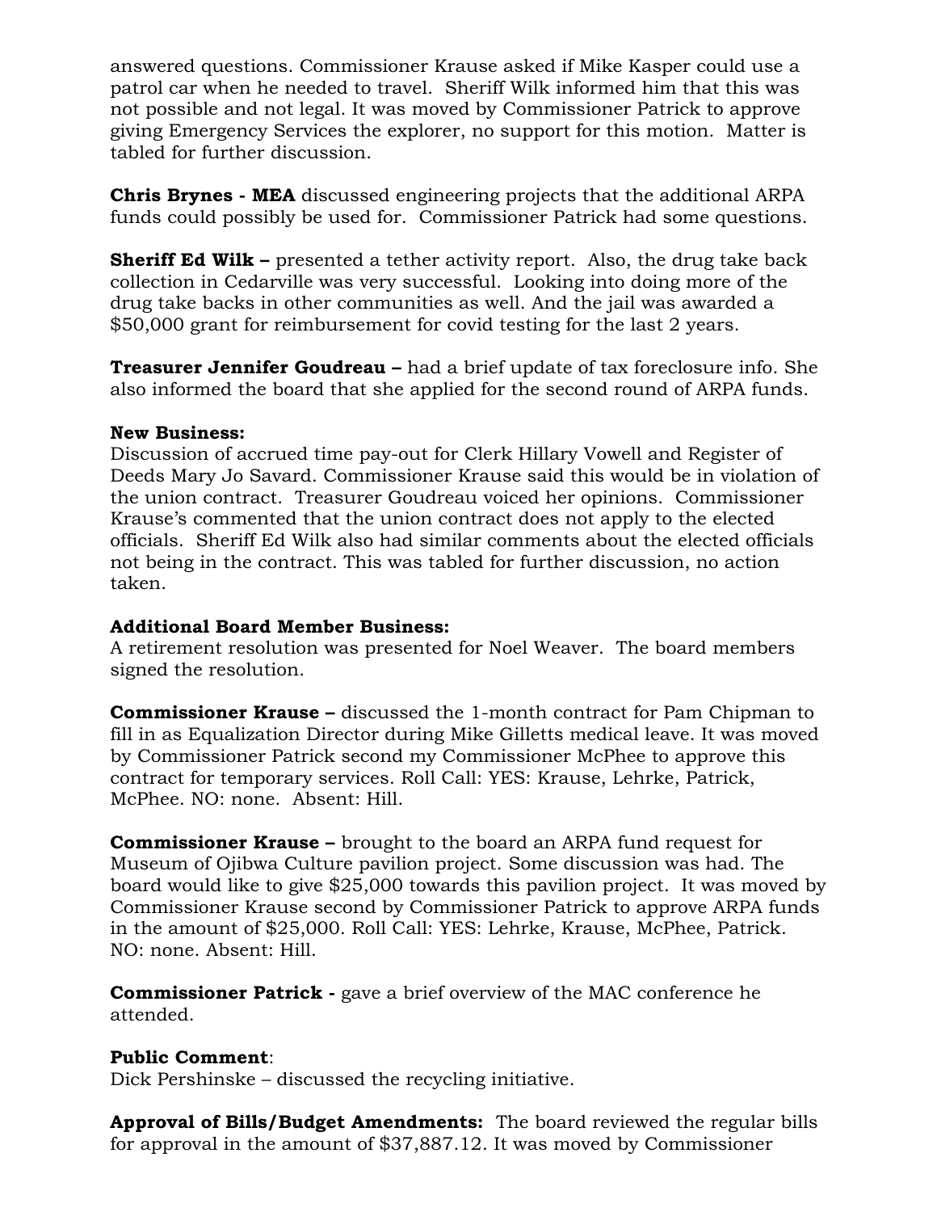answered questions. Commissioner Krause asked if Mike Kasper could use a patrol car when he needed to travel. Sheriff Wilk informed him that this was not possible and not legal. It was moved by Commissioner Patrick to approve giving Emergency Services the explorer, no support for this motion. Matter is tabled for further discussion.

**Chris Brynes - MEA** discussed engineering projects that the additional ARPA funds could possibly be used for. Commissioner Patrick had some questions.

**Sheriff Ed Wilk –** presented a tether activity report. Also, the drug take back collection in Cedarville was very successful. Looking into doing more of the drug take backs in other communities as well. And the jail was awarded a $50,000 grant for reimbursement for covid testing for the last 2 years.

**Treasurer Jennifer Goudreau –** had a brief update of tax foreclosure info. She also informed the board that she applied for the second round of ARPA funds.

**New Business:**
Discussion of accrued time pay-out for Clerk Hillary Vowell and Register of Deeds Mary Jo Savard. Commissioner Krause said this would be in violation of the union contract. Treasurer Goudreau voiced her opinions. Commissioner Krause's commented that the union contract does not apply to the elected officials. Sheriff Ed Wilk also had similar comments about the elected officials not being in the contract. This was tabled for further discussion, no action taken.

**Additional Board Member Business:**
A retirement resolution was presented for Noel Weaver. The board members signed the resolution.

**Commissioner Krause –** discussed the 1-month contract for Pam Chipman to fill in as Equalization Director during Mike Gilletts medical leave. It was moved by Commissioner Patrick second my Commissioner McPhee to approve this contract for temporary services. Roll Call: YES: Krause, Lehrke, Patrick, McPhee. NO: none. Absent: Hill.

**Commissioner Krause –** brought to the board an ARPA fund request for Museum of Ojibwa Culture pavilion project. Some discussion was had. The board would like to give $25,000 towards this pavilion project. It was moved by Commissioner Krause second by Commissioner Patrick to approve ARPA funds in the amount of $25,000. Roll Call: YES: Lehrke, Krause, McPhee, Patrick. NO: none. Absent: Hill.

**Commissioner Patrick -** gave a brief overview of the MAC conference he attended.

**Public Comment**:
Dick Pershinske – discussed the recycling initiative.

**Approval of Bills/Budget Amendments:** The board reviewed the regular bills for approval in the amount of $37,887.12. It was moved by Commissioner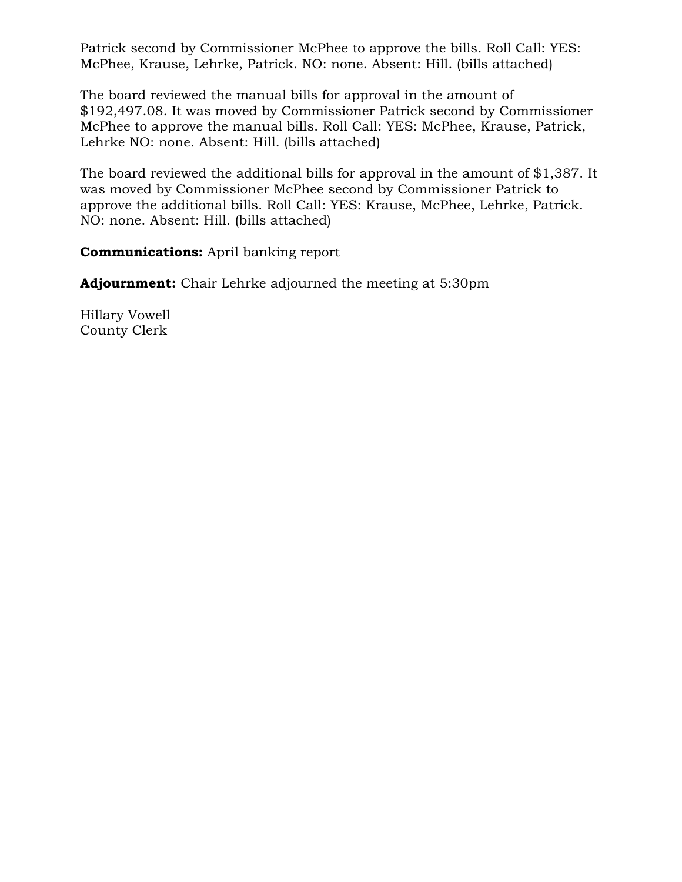Patrick second by Commissioner McPhee to approve the bills. Roll Call: YES: McPhee, Krause, Lehrke, Patrick. NO: none. Absent: Hill. (bills attached)

The board reviewed the manual bills for approval in the amount of $192,497.08. It was moved by Commissioner Patrick second by Commissioner McPhee to approve the manual bills. Roll Call: YES: McPhee, Krause, Patrick, Lehrke NO: none. Absent: Hill. (bills attached)

The board reviewed the additional bills for approval in the amount of $1,387. It was moved by Commissioner McPhee second by Commissioner Patrick to approve the additional bills. Roll Call: YES: Krause, McPhee, Lehrke, Patrick. NO: none. Absent: Hill. (bills attached)

**Communications:** April banking report

**Adjournment:** Chair Lehrke adjourned the meeting at 5:30pm

Hillary Vowell
County Clerk